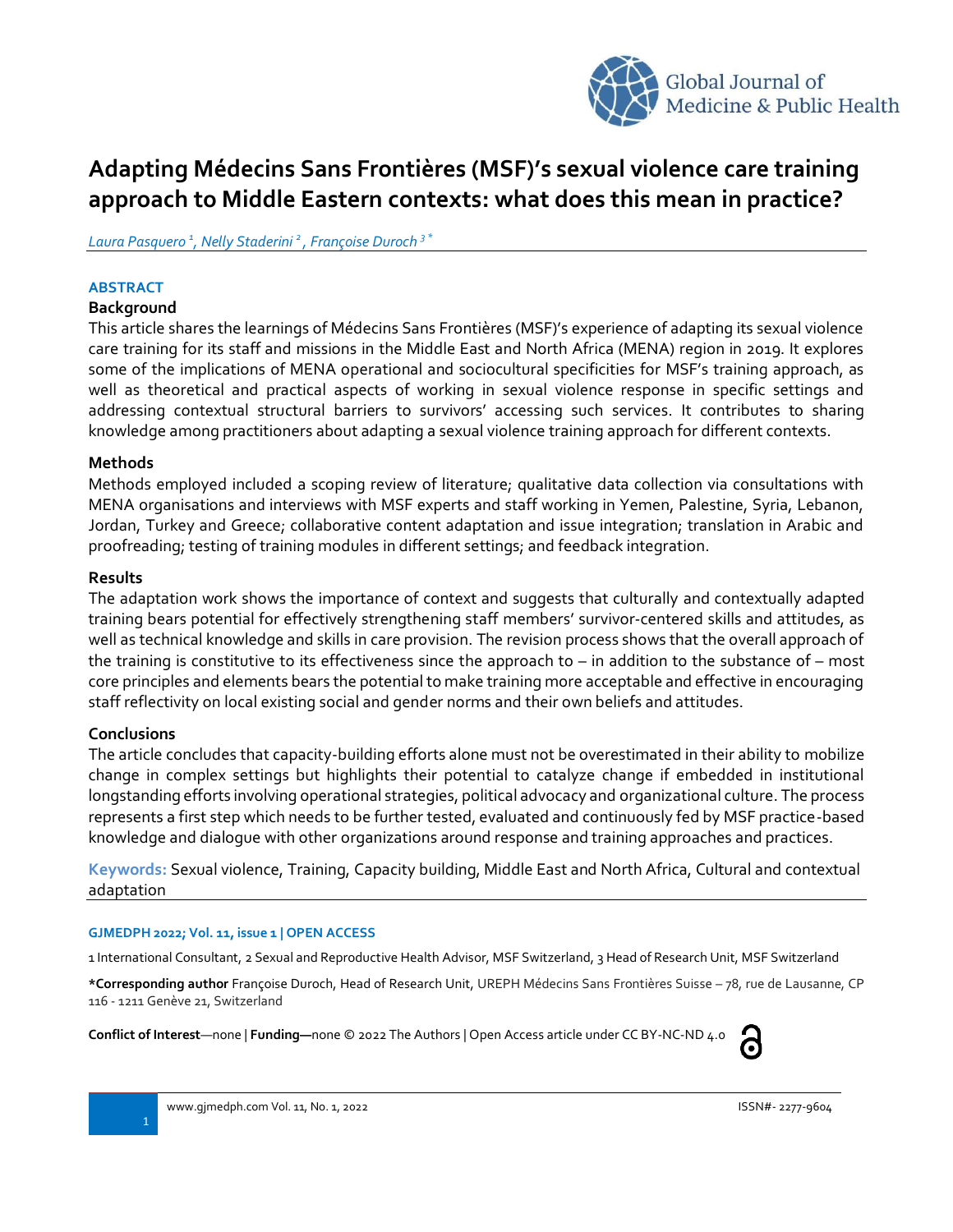# Adapting Médecins Sans Frontières (MSF)'s sexual violence care training approach to Middle Eastern contexts: what does this mean in practice?

*Laura Pasquero [1], Nelly Staderini [2], Françoise Duroch [3]\**

## ABSTRACT

### Background

This article shares the learnings of Médecins Sans Frontières (MSF)'s experience of adapting its sexual violence care training for its staff and missions in the Middle East and North Africa (MENA) region in 2019. It explores some of the implications of MENA operational and sociocultural specificities for MSF's training approach, as well as theoretical and practical aspects of working in sexual violence response in specific settings and addressing contextual structural barriers to survivors' accessing such services. It contributes to sharing knowledge among practitioners about adapting a sexual violence training approach for different contexts.

### Methods

Methods employed included a scoping review of literature; qualitative data collection via consultations with MENA organisations and interviews with MSF experts and staff working in Yemen, Palestine, Syria, Lebanon, Jordan, Turkey and Greece; collaborative content adaptation and issue integration; translation in Arabic and proofreading; testing of training modules in different settings; and feedback integration.

### Results

The adaptation work shows the importance of context and suggests that culturally and contextually adapted training bears potential for effectively strengthening staff members' survivor-centered skills and attitudes, as well as technical knowledge and skills in care provision. The revision process shows that the overall approach of the training is constitutive to its effectiveness since the approach to – in addition to the substance of – most core principles and elements bears the potential to make training more acceptable and effective in encouraging staff reflectivity on local existing social and gender norms and their own beliefs and attitudes.

### Conclusions

The article concludes that capacity-building efforts alone must not be overestimated in their ability to mobilize change in complex settings but highlights their potential to catalyze change if embedded in institutional longstanding efforts involving operational strategies, political advocacy and organizational culture. The process represents a first step which needs to be further tested, evaluated and continuously fed by MSF practice-based knowledge and dialogue with other organizations around response and training approaches and practices.

**Keywords:** Sexual violence, Training, Capacity building, Middle East and North Africa, Cultural and contextual adaptation

**GJMEDPH 2022; Vol. 11, issue 1 | OPEN ACCESS**

1 International Consultant, 2 Sexual and Reproductive Health Advisor, MSF Switzerland, 3 Head of Research Unit, MSF Switzerland

**\*Corresponding author** Françoise Duroch, Head of Research Unit, UREPH Médecins Sans Frontières Suisse – 78, rue de Lausanne, CP 116 - 1211 Genève 21, Switzerland

**Conflict of Interest**—none | **Funding—**none © 2022 The Authors | Open Access article under CC BY-NC-ND 4.0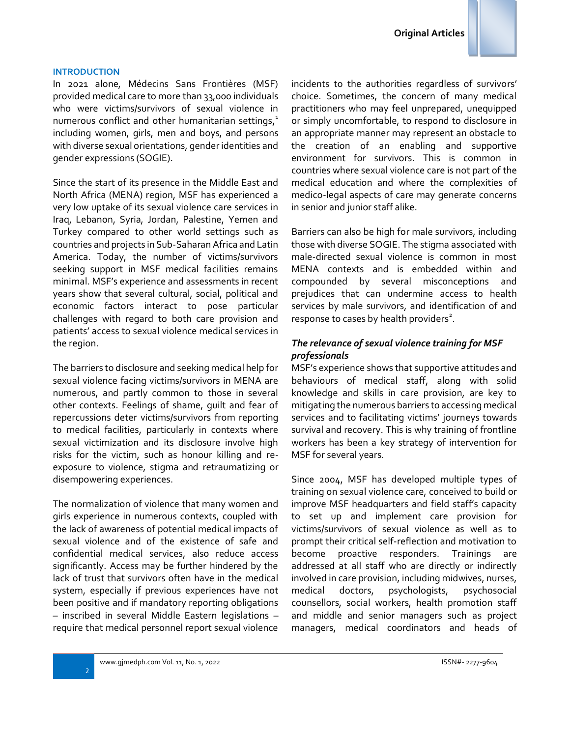## INTRODUCTION

In 2021 alone, Médecins Sans Frontières (MSF) provided medical care to more than 33,000 individuals who were victims/survivors of sexual violence in numerous conflict and other humanitarian settings,[1] including women, girls, men and boys, and persons with diverse sexual orientations, gender identities and gender expressions (SOGIE).

Since the start of its presence in the Middle East and North Africa (MENA) region, MSF has experienced a very low uptake of its sexual violence care services in Iraq, Lebanon, Syria, Jordan, Palestine, Yemen and Turkey compared to other world settings such as countries and projects in Sub-Saharan Africa and Latin America. Today, the number of victims/survivors seeking support in MSF medical facilities remains minimal. MSF's experience and assessments in recent years show that several cultural, social, political and economic factors interact to pose particular challenges with regard to both care provision and patients' access to sexual violence medical services in the region.

The barriers to disclosure and seeking medical help for sexual violence facing victims/survivors in MENA are numerous, and partly common to those in several other contexts. Feelings of shame, guilt and fear of repercussions deter victims/survivors from reporting to medical facilities, particularly in contexts where sexual victimization and its disclosure involve high risks for the victim, such as honour killing and re-exposure to violence, stigma and retraumatizing or disempowering experiences.

The normalization of violence that many women and girls experience in numerous contexts, coupled with the lack of awareness of potential medical impacts of sexual violence and of the existence of safe and confidential medical services, also reduce access significantly. Access may be further hindered by the lack of trust that survivors often have in the medical system, especially if previous experiences have not been positive and if mandatory reporting obligations – inscribed in several Middle Eastern legislations – require that medical personnel report sexual violence incidents to the authorities regardless of survivors' choice. Sometimes, the concern of many medical practitioners who may feel unprepared, unequipped or simply uncomfortable, to respond to disclosure in an appropriate manner may represent an obstacle to the creation of an enabling and supportive environment for survivors. This is common in countries where sexual violence care is not part of the medical education and where the complexities of medico-legal aspects of care may generate concerns in senior and junior staff alike.

Barriers can also be high for male survivors, including those with diverse SOGIE. The stigma associated with male-directed sexual violence is common in most MENA contexts and is embedded within and compounded by several misconceptions and prejudices that can undermine access to health services by male survivors, and identification of and response to cases by health providers[2].

### *The relevance of sexual violence training for MSF professionals*

MSF's experience shows that supportive attitudes and behaviours of medical staff, along with solid knowledge and skills in care provision, are key to mitigating the numerous barriers to accessing medical services and to facilitating victims' journeys towards survival and recovery. This is why training of frontline workers has been a key strategy of intervention for MSF for several years.

Since 2004, MSF has developed multiple types of training on sexual violence care, conceived to build or improve MSF headquarters and field staff's capacity to set up and implement care provision for victims/survivors of sexual violence as well as to prompt their critical self-reflection and motivation to become proactive responders. Trainings are addressed at all staff who are directly or indirectly involved in care provision, including midwives, nurses, medical doctors, psychologists, psychosocial counsellors, social workers, health promotion staff and middle and senior managers such as project managers, medical coordinators and heads of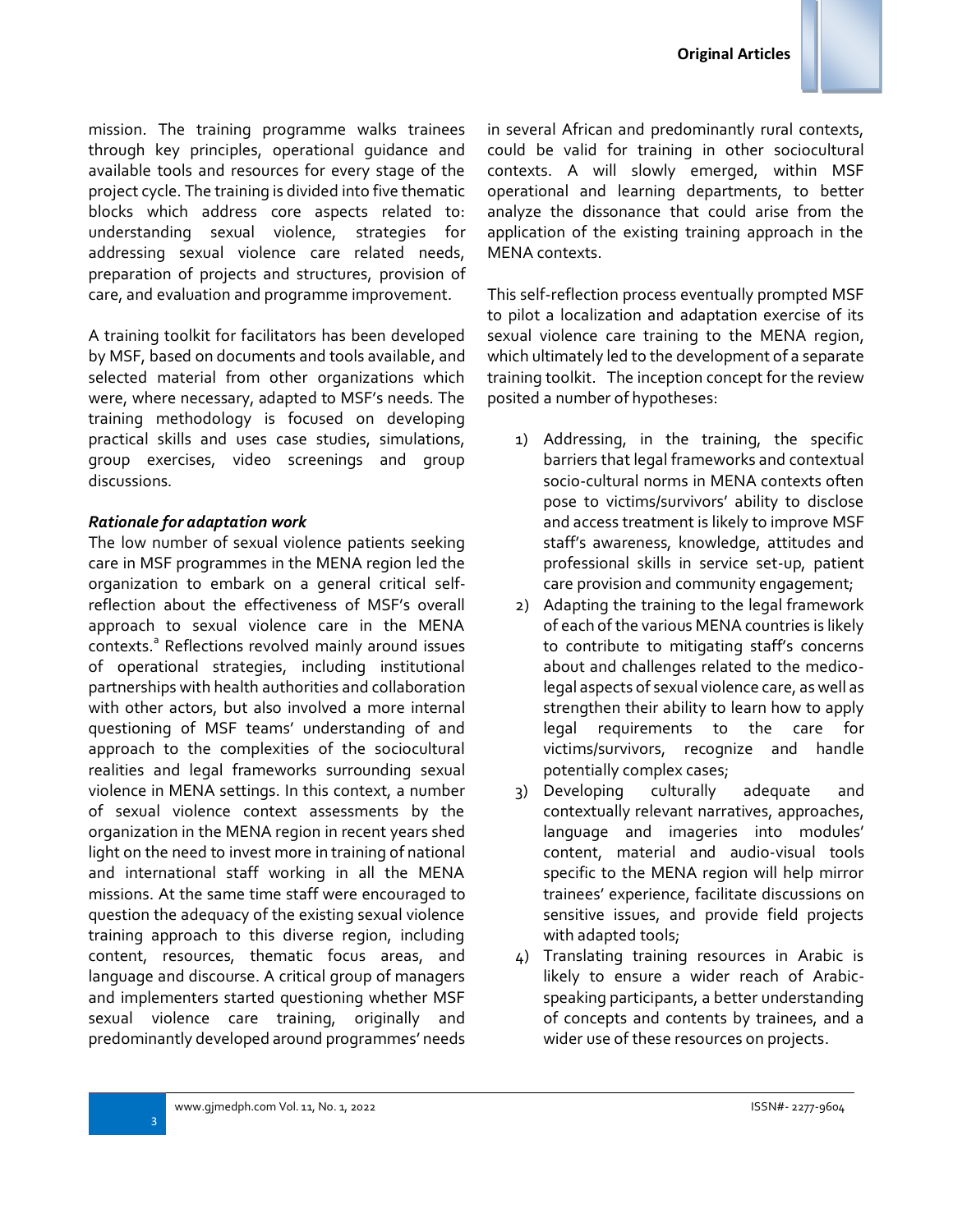mission. The training programme walks trainees through key principles, operational guidance and available tools and resources for every stage of the project cycle. The training is divided into five thematic blocks which address core aspects related to: understanding sexual violence, strategies for addressing sexual violence care related needs, preparation of projects and structures, provision of care, and evaluation and programme improvement.

A training toolkit for facilitators has been developed by MSF, based on documents and tools available, and selected material from other organizations which were, where necessary, adapted to MSF's needs. The training methodology is focused on developing practical skills and uses case studies, simulations, group exercises, video screenings and group discussions.

***Rationale for adaptation work***

The low number of sexual violence patients seeking care in MSF programmes in the MENA region led the organization to embark on a general critical self-reflection about the effectiveness of MSF's overall approach to sexual violence care in the MENA contexts.[a] Reflections revolved mainly around issues of operational strategies, including institutional partnerships with health authorities and collaboration with other actors, but also involved a more internal questioning of MSF teams' understanding of and approach to the complexities of the sociocultural realities and legal frameworks surrounding sexual violence in MENA settings. In this context, a number of sexual violence context assessments by the organization in the MENA region in recent years shed light on the need to invest more in training of national and international staff working in all the MENA missions. At the same time staff were encouraged to question the adequacy of the existing sexual violence training approach to this diverse region, including content, resources, thematic focus areas, and language and discourse. A critical group of managers and implementers started questioning whether MSF sexual violence care training, originally and predominantly developed around programmes' needs in several African and predominantly rural contexts, could be valid for training in other sociocultural contexts. A will slowly emerged, within MSF operational and learning departments, to better analyze the dissonance that could arise from the application of the existing training approach in the MENA contexts.

This self-reflection process eventually prompted MSF to pilot a localization and adaptation exercise of its sexual violence care training to the MENA region, which ultimately led to the development of a separate training toolkit. The inception concept for the review posited a number of hypotheses:

1) Addressing, in the training, the specific barriers that legal frameworks and contextual socio-cultural norms in MENA contexts often pose to victims/survivors' ability to disclose and access treatment is likely to improve MSF staff's awareness, knowledge, attitudes and professional skills in service set-up, patient care provision and community engagement;
2) Adapting the training to the legal framework of each of the various MENA countries is likely to contribute to mitigating staff's concerns about and challenges related to the medico-legal aspects of sexual violence care, as well as strengthen their ability to learn how to apply legal requirements to the care for victims/survivors, recognize and handle potentially complex cases;
3) Developing culturally adequate and contextually relevant narratives, approaches, language and imageries into modules' content, material and audio-visual tools specific to the MENA region will help mirror trainees' experience, facilitate discussions on sensitive issues, and provide field projects with adapted tools;
4) Translating training resources in Arabic is likely to ensure a wider reach of Arabic-speaking participants, a better understanding of concepts and contents by trainees, and a wider use of these resources on projects.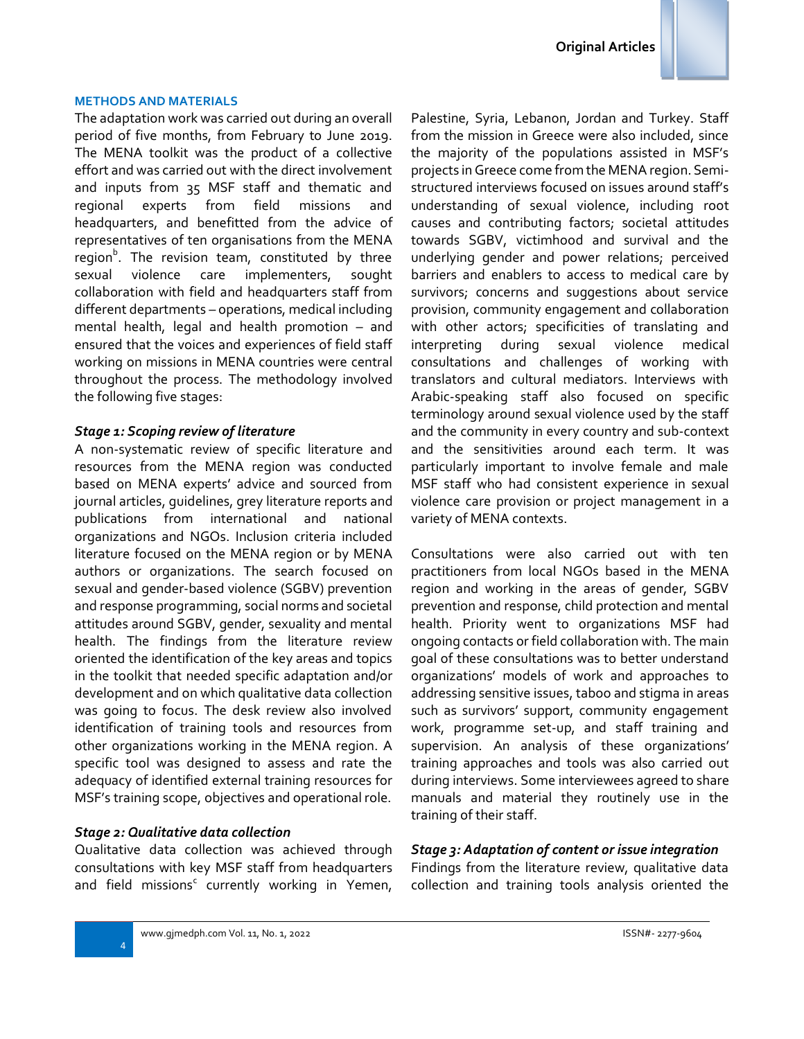## METHODS AND MATERIALS

The adaptation work was carried out during an overall period of five months, from February to June 2019. The MENA toolkit was the product of a collective effort and was carried out with the direct involvement and inputs from 35 MSF staff and thematic and regional experts from field missions and headquarters, and benefitted from the advice of representatives of ten organisations from the MENA region[b]. The revision team, constituted by three sexual violence care implementers, sought collaboration with field and headquarters staff from different departments – operations, medical including mental health, legal and health promotion – and ensured that the voices and experiences of field staff working on missions in MENA countries were central throughout the process. The methodology involved the following five stages:

### *Stage 1: Scoping review of literature*

A non-systematic review of specific literature and resources from the MENA region was conducted based on MENA experts' advice and sourced from journal articles, guidelines, grey literature reports and publications from international and national organizations and NGOs. Inclusion criteria included literature focused on the MENA region or by MENA authors or organizations. The search focused on sexual and gender-based violence (SGBV) prevention and response programming, social norms and societal attitudes around SGBV, gender, sexuality and mental health. The findings from the literature review oriented the identification of the key areas and topics in the toolkit that needed specific adaptation and/or development and on which qualitative data collection was going to focus. The desk review also involved identification of training tools and resources from other organizations working in the MENA region. A specific tool was designed to assess and rate the adequacy of identified external training resources for MSF's training scope, objectives and operational role.

### *Stage 2: Qualitative data collection*

Qualitative data collection was achieved through consultations with key MSF staff from headquarters and field missions[c] currently working in Yemen, Palestine, Syria, Lebanon, Jordan and Turkey. Staff from the mission in Greece were also included, since the majority of the populations assisted in MSF's projects in Greece come from the MENA region. Semi-structured interviews focused on issues around staff's understanding of sexual violence, including root causes and contributing factors; societal attitudes towards SGBV, victimhood and survival and the underlying gender and power relations; perceived barriers and enablers to access to medical care by survivors; concerns and suggestions about service provision, community engagement and collaboration with other actors; specificities of translating and interpreting during sexual violence medical consultations and challenges of working with translators and cultural mediators. Interviews with Arabic-speaking staff also focused on specific terminology around sexual violence used by the staff and the community in every country and sub-context and the sensitivities around each term. It was particularly important to involve female and male MSF staff who had consistent experience in sexual violence care provision or project management in a variety of MENA contexts.

Consultations were also carried out with ten practitioners from local NGOs based in the MENA region and working in the areas of gender, SGBV prevention and response, child protection and mental health. Priority went to organizations MSF had ongoing contacts or field collaboration with. The main goal of these consultations was to better understand organizations' models of work and approaches to addressing sensitive issues, taboo and stigma in areas such as survivors' support, community engagement work, programme set-up, and staff training and supervision. An analysis of these organizations' training approaches and tools was also carried out during interviews. Some interviewees agreed to share manuals and material they routinely use in the training of their staff.

### *Stage 3: Adaptation of content or issue integration*

Findings from the literature review, qualitative data collection and training tools analysis oriented the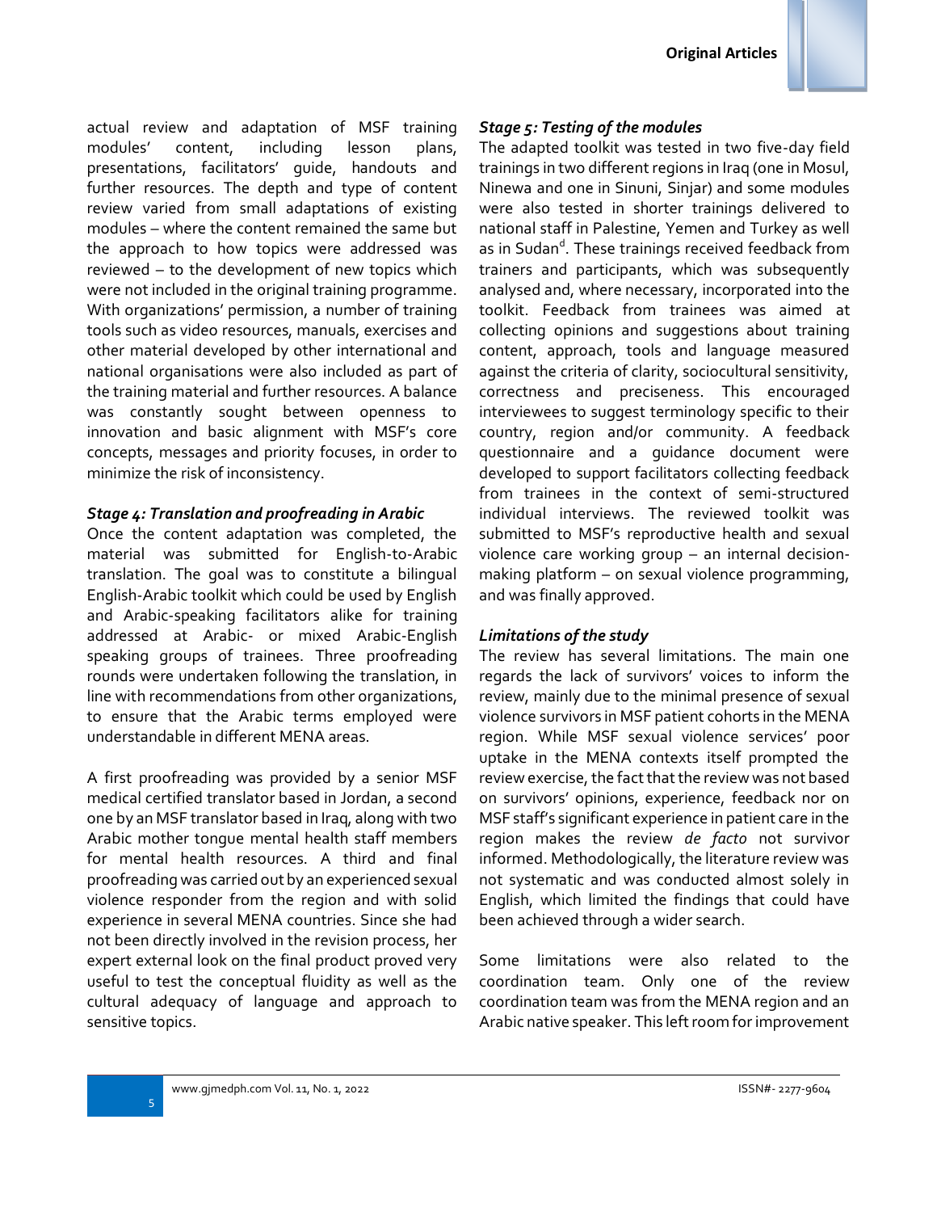actual review and adaptation of MSF training modules' content, including lesson plans, presentations, facilitators' guide, handouts and further resources. The depth and type of content review varied from small adaptations of existing modules – where the content remained the same but the approach to how topics were addressed was reviewed – to the development of new topics which were not included in the original training programme. With organizations' permission, a number of training tools such as video resources, manuals, exercises and other material developed by other international and national organisations were also included as part of the training material and further resources. A balance was constantly sought between openness to innovation and basic alignment with MSF's core concepts, messages and priority focuses, in order to minimize the risk of inconsistency.

### *Stage 4: Translation and proofreading in Arabic*

Once the content adaptation was completed, the material was submitted for English-to-Arabic translation. The goal was to constitute a bilingual English-Arabic toolkit which could be used by English and Arabic-speaking facilitators alike for training addressed at Arabic- or mixed Arabic-English speaking groups of trainees. Three proofreading rounds were undertaken following the translation, in line with recommendations from other organizations, to ensure that the Arabic terms employed were understandable in different MENA areas.

A first proofreading was provided by a senior MSF medical certified translator based in Jordan, a second one by an MSF translator based in Iraq, along with two Arabic mother tongue mental health staff members for mental health resources. A third and final proofreading was carried out by an experienced sexual violence responder from the region and with solid experience in several MENA countries. Since she had not been directly involved in the revision process, her expert external look on the final product proved very useful to test the conceptual fluidity as well as the cultural adequacy of language and approach to sensitive topics.

### *Stage 5: Testing of the modules*

The adapted toolkit was tested in two five-day field trainings in two different regions in Iraq (one in Mosul, Ninewa and one in Sinuni, Sinjar) and some modules were also tested in shorter trainings delivered to national staff in Palestine, Yemen and Turkey as well as in Sudan[d]. These trainings received feedback from trainers and participants, which was subsequently analysed and, where necessary, incorporated into the toolkit. Feedback from trainees was aimed at collecting opinions and suggestions about training content, approach, tools and language measured against the criteria of clarity, sociocultural sensitivity, correctness and preciseness. This encouraged interviewees to suggest terminology specific to their country, region and/or community. A feedback questionnaire and a guidance document were developed to support facilitators collecting feedback from trainees in the context of semi-structured individual interviews. The reviewed toolkit was submitted to MSF's reproductive health and sexual violence care working group – an internal decision-making platform – on sexual violence programming, and was finally approved.

### *Limitations of the study*

The review has several limitations. The main one regards the lack of survivors' voices to inform the review, mainly due to the minimal presence of sexual violence survivors in MSF patient cohorts in the MENA region. While MSF sexual violence services' poor uptake in the MENA contexts itself prompted the review exercise, the fact that the review was not based on survivors' opinions, experience, feedback nor on MSF staff's significant experience in patient care in the region makes the review *de facto* not survivor informed. Methodologically, the literature review was not systematic and was conducted almost solely in English, which limited the findings that could have been achieved through a wider search.

Some limitations were also related to the coordination team. Only one of the review coordination team was from the MENA region and an Arabic native speaker. This left room for improvement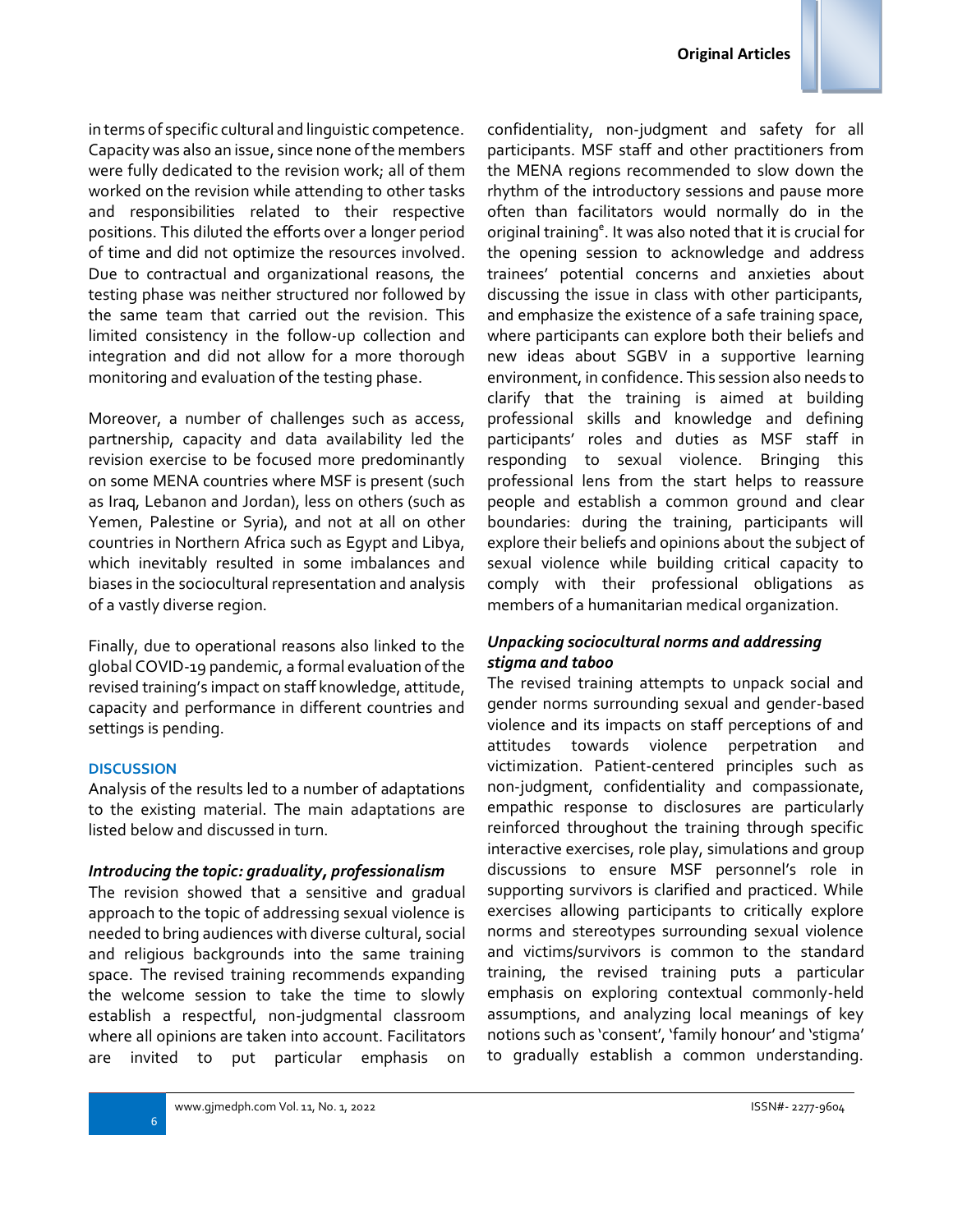in terms of specific cultural and linguistic competence. Capacity was also an issue, since none of the members were fully dedicated to the revision work; all of them worked on the revision while attending to other tasks and responsibilities related to their respective positions. This diluted the efforts over a longer period of time and did not optimize the resources involved. Due to contractual and organizational reasons, the testing phase was neither structured nor followed by the same team that carried out the revision. This limited consistency in the follow-up collection and integration and did not allow for a more thorough monitoring and evaluation of the testing phase.

Moreover, a number of challenges such as access, partnership, capacity and data availability led the revision exercise to be focused more predominantly on some MENA countries where MSF is present (such as Iraq, Lebanon and Jordan), less on others (such as Yemen, Palestine or Syria), and not at all on other countries in Northern Africa such as Egypt and Libya, which inevitably resulted in some imbalances and biases in the sociocultural representation and analysis of a vastly diverse region.

Finally, due to operational reasons also linked to the global COVID-19 pandemic, a formal evaluation of the revised training's impact on staff knowledge, attitude, capacity and performance in different countries and settings is pending.

## DISCUSSION

Analysis of the results led to a number of adaptations to the existing material. The main adaptations are listed below and discussed in turn.

### *Introducing the topic: graduality, professionalism*

The revision showed that a sensitive and gradual approach to the topic of addressing sexual violence is needed to bring audiences with diverse cultural, social and religious backgrounds into the same training space. The revised training recommends expanding the welcome session to take the time to slowly establish a respectful, non-judgmental classroom where all opinions are taken into account. Facilitators are invited to put particular emphasis on confidentiality, non-judgment and safety for all participants. MSF staff and other practitioners from the MENA regions recommended to slow down the rhythm of the introductory sessions and pause more often than facilitators would normally do in the original training[e]. It was also noted that it is crucial for the opening session to acknowledge and address trainees' potential concerns and anxieties about discussing the issue in class with other participants, and emphasize the existence of a safe training space, where participants can explore both their beliefs and new ideas about SGBV in a supportive learning environment, in confidence. This session also needs to clarify that the training is aimed at building professional skills and knowledge and defining participants' roles and duties as MSF staff in responding to sexual violence. Bringing this professional lens from the start helps to reassure people and establish a common ground and clear boundaries: during the training, participants will explore their beliefs and opinions about the subject of sexual violence while building critical capacity to comply with their professional obligations as members of a humanitarian medical organization.

### *Unpacking sociocultural norms and addressing stigma and taboo*

The revised training attempts to unpack social and gender norms surrounding sexual and gender-based violence and its impacts on staff perceptions of and attitudes towards violence perpetration and victimization. Patient-centered principles such as non-judgment, confidentiality and compassionate, empathic response to disclosures are particularly reinforced throughout the training through specific interactive exercises, role play, simulations and group discussions to ensure MSF personnel's role in supporting survivors is clarified and practiced. While exercises allowing participants to critically explore norms and stereotypes surrounding sexual violence and victims/survivors is common to the standard training, the revised training puts a particular emphasis on exploring contextual commonly-held assumptions, and analyzing local meanings of key notions such as 'consent', 'family honour' and 'stigma' to gradually establish a common understanding.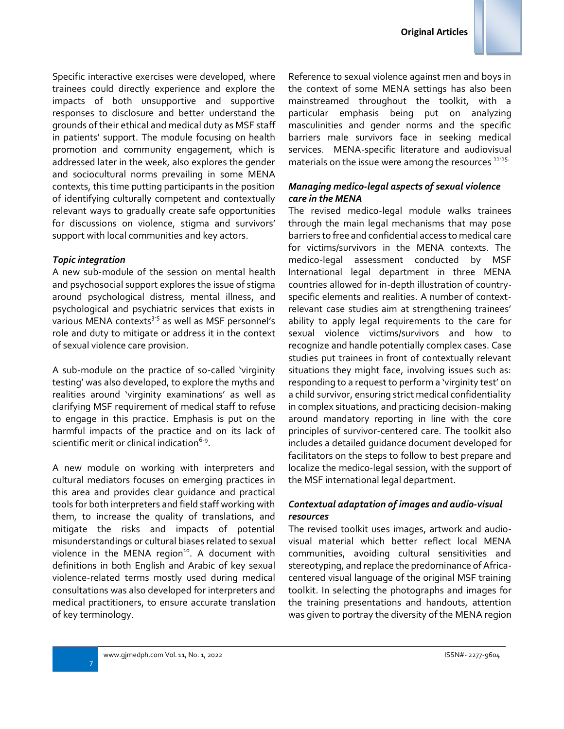Specific interactive exercises were developed, where trainees could directly experience and explore the impacts of both unsupportive and supportive responses to disclosure and better understand the grounds of their ethical and medical duty as MSF staff in patients' support. The module focusing on health promotion and community engagement, which is addressed later in the week, also explores the gender and sociocultural norms prevailing in some MENA contexts, this time putting participants in the position of identifying culturally competent and contextually relevant ways to gradually create safe opportunities for discussions on violence, stigma and survivors' support with local communities and key actors.

### *Topic integration*

A new sub-module of the session on mental health and psychosocial support explores the issue of stigma around psychological distress, mental illness, and psychological and psychiatric services that exists in various MENA contexts[3-5] as well as MSF personnel's role and duty to mitigate or address it in the context of sexual violence care provision.

A sub-module on the practice of so-called 'virginity testing' was also developed, to explore the myths and realities around 'virginity examinations' as well as clarifying MSF requirement of medical staff to refuse to engage in this practice. Emphasis is put on the harmful impacts of the practice and on its lack of scientific merit or clinical indication[6-9].

A new module on working with interpreters and cultural mediators focuses on emerging practices in this area and provides clear guidance and practical tools for both interpreters and field staff working with them, to increase the quality of translations, and mitigate the risks and impacts of potential misunderstandings or cultural biases related to sexual violence in the MENA region[10]. A document with definitions in both English and Arabic of key sexual violence-related terms mostly used during medical consultations was also developed for interpreters and medical practitioners, to ensure accurate translation of key terminology.

Reference to sexual violence against men and boys in the context of some MENA settings has also been mainstreamed throughout the toolkit, with a particular emphasis being put on analyzing masculinities and gender norms and the specific barriers male survivors face in seeking medical services. MENA-specific literature and audiovisual materials on the issue were among the resources [11-15].

### *Managing medico-legal aspects of sexual violence care in the MENA*

The revised medico-legal module walks trainees through the main legal mechanisms that may pose barriers to free and confidential access to medical care for victims/survivors in the MENA contexts. The medico-legal assessment conducted by MSF International legal department in three MENA countries allowed for in-depth illustration of country-specific elements and realities. A number of context-relevant case studies aim at strengthening trainees' ability to apply legal requirements to the care for sexual violence victims/survivors and how to recognize and handle potentially complex cases. Case studies put trainees in front of contextually relevant situations they might face, involving issues such as: responding to a request to perform a 'virginity test' on a child survivor, ensuring strict medical confidentiality in complex situations, and practicing decision-making around mandatory reporting in line with the core principles of survivor-centered care. The toolkit also includes a detailed guidance document developed for facilitators on the steps to follow to best prepare and localize the medico-legal session, with the support of the MSF international legal department.

### *Contextual adaptation of images and audio-visual resources*

The revised toolkit uses images, artwork and audio-visual material which better reflect local MENA communities, avoiding cultural sensitivities and stereotyping, and replace the predominance of Africa-centered visual language of the original MSF training toolkit. In selecting the photographs and images for the training presentations and handouts, attention was given to portray the diversity of the MENA region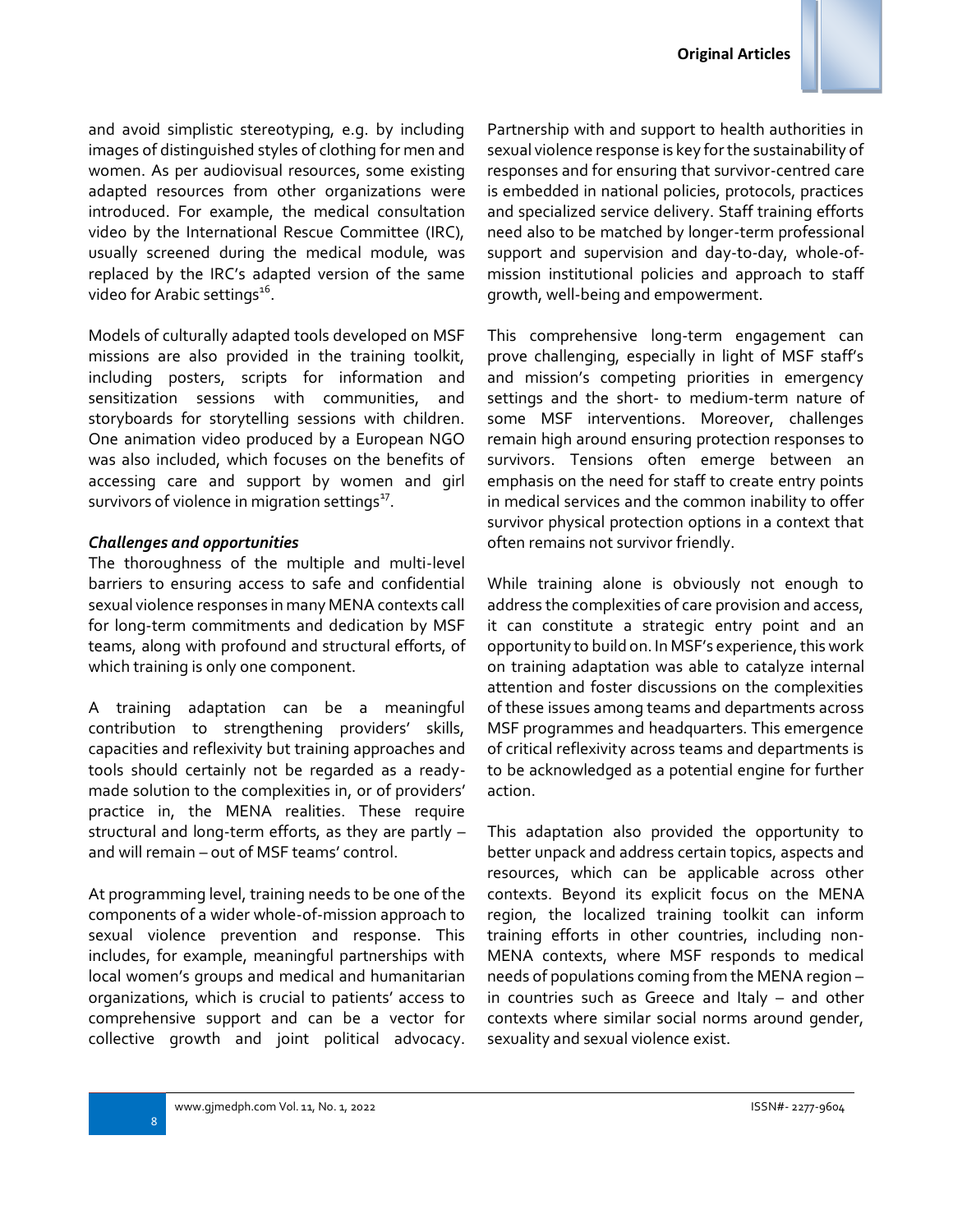and avoid simplistic stereotyping, e.g. by including images of distinguished styles of clothing for men and women. As per audiovisual resources, some existing adapted resources from other organizations were introduced. For example, the medical consultation video by the International Rescue Committee (IRC), usually screened during the medical module, was replaced by the IRC's adapted version of the same video for Arabic settings[16].

Models of culturally adapted tools developed on MSF missions are also provided in the training toolkit, including posters, scripts for information and sensitization sessions with communities, and storyboards for storytelling sessions with children. One animation video produced by a European NGO was also included, which focuses on the benefits of accessing care and support by women and girl survivors of violence in migration settings[17].

***Challenges and opportunities***

The thoroughness of the multiple and multi-level barriers to ensuring access to safe and confidential sexual violence responses in many MENA contexts call for long-term commitments and dedication by MSF teams, along with profound and structural efforts, of which training is only one component.

A training adaptation can be a meaningful contribution to strengthening providers' skills, capacities and reflexivity but training approaches and tools should certainly not be regarded as a ready-made solution to the complexities in, or of providers' practice in, the MENA realities. These require structural and long-term efforts, as they are partly – and will remain – out of MSF teams' control.

At programming level, training needs to be one of the components of a wider whole-of-mission approach to sexual violence prevention and response. This includes, for example, meaningful partnerships with local women's groups and medical and humanitarian organizations, which is crucial to patients' access to comprehensive support and can be a vector for collective growth and joint political advocacy. Partnership with and support to health authorities in sexual violence response is key for the sustainability of responses and for ensuring that survivor-centred care is embedded in national policies, protocols, practices and specialized service delivery. Staff training efforts need also to be matched by longer-term professional support and supervision and day-to-day, whole-of-mission institutional policies and approach to staff growth, well-being and empowerment.

This comprehensive long-term engagement can prove challenging, especially in light of MSF staff's and mission's competing priorities in emergency settings and the short- to medium-term nature of some MSF interventions. Moreover, challenges remain high around ensuring protection responses to survivors. Tensions often emerge between an emphasis on the need for staff to create entry points in medical services and the common inability to offer survivor physical protection options in a context that often remains not survivor friendly.

While training alone is obviously not enough to address the complexities of care provision and access, it can constitute a strategic entry point and an opportunity to build on. In MSF's experience, this work on training adaptation was able to catalyze internal attention and foster discussions on the complexities of these issues among teams and departments across MSF programmes and headquarters. This emergence of critical reflexivity across teams and departments is to be acknowledged as a potential engine for further action.

This adaptation also provided the opportunity to better unpack and address certain topics, aspects and resources, which can be applicable across other contexts. Beyond its explicit focus on the MENA region, the localized training toolkit can inform training efforts in other countries, including non-MENA contexts, where MSF responds to medical needs of populations coming from the MENA region – in countries such as Greece and Italy – and other contexts where similar social norms around gender, sexuality and sexual violence exist.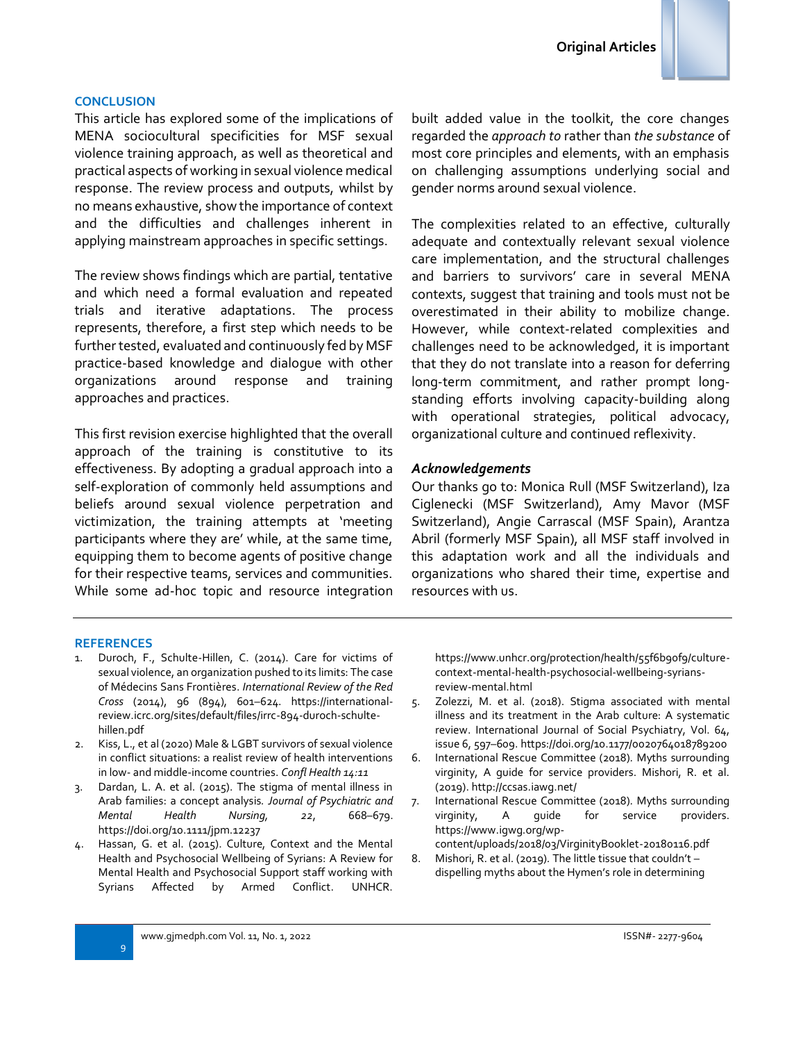## CONCLUSION

This article has explored some of the implications of MENA sociocultural specificities for MSF sexual violence training approach, as well as theoretical and practical aspects of working in sexual violence medical response. The review process and outputs, whilst by no means exhaustive, show the importance of context and the difficulties and challenges inherent in applying mainstream approaches in specific settings.

The review shows findings which are partial, tentative and which need a formal evaluation and repeated trials and iterative adaptations. The process represents, therefore, a first step which needs to be further tested, evaluated and continuously fed by MSF practice-based knowledge and dialogue with other organizations around response and training approaches and practices.

This first revision exercise highlighted that the overall approach of the training is constitutive to its effectiveness. By adopting a gradual approach into a self-exploration of commonly held assumptions and beliefs around sexual violence perpetration and victimization, the training attempts at 'meeting participants where they are' while, at the same time, equipping them to become agents of positive change for their respective teams, services and communities. While some ad-hoc topic and resource integration built added value in the toolkit, the core changes regarded the *approach to* rather than *the substance* of most core principles and elements, with an emphasis on challenging assumptions underlying social and gender norms around sexual violence.

The complexities related to an effective, culturally adequate and contextually relevant sexual violence care implementation, and the structural challenges and barriers to survivors' care in several MENA contexts, suggest that training and tools must not be overestimated in their ability to mobilize change. However, while context-related complexities and challenges need to be acknowledged, it is important that they do not translate into a reason for deferring long-term commitment, and rather prompt long-standing efforts involving capacity-building along with operational strategies, political advocacy, organizational culture and continued reflexivity.

### *Acknowledgements*

Our thanks go to: Monica Rull (MSF Switzerland), Iza Ciglenecki (MSF Switzerland), Amy Mavor (MSF Switzerland), Angie Carrascal (MSF Spain), Arantza Abril (formerly MSF Spain), all MSF staff involved in this adaptation work and all the individuals and organizations who shared their time, expertise and resources with us.

## REFERENCES

1. Duroch, F., Schulte-Hillen, C. (2014). Care for victims of sexual violence, an organization pushed to its limits: The case of Médecins Sans Frontières. *International Review of the Red Cross* (2014), 96 (894), 601–624. https://international-review.icrc.org/sites/default/files/irrc-894-duroch-schulte-hillen.pdf
2. Kiss, L., et al (2020) Male & LGBT survivors of sexual violence in conflict situations: a realist review of health interventions in low- and middle-income countries. *Confl Health 14:11*
3. Dardan, L. A. et al. (2015). The stigma of mental illness in Arab families: a concept analysis. *Journal of Psychiatric and Mental Health Nursing, 22*, 668–679. https://doi.org/10.1111/jpm.12237
4. Hassan, G. et al. (2015). Culture, Context and the Mental Health and Psychosocial Wellbeing of Syrians: A Review for Mental Health and Psychosocial Support staff working with Syrians Affected by Armed Conflict. UNHCR. https://www.unhcr.org/protection/health/55f6b90f9/culture-context-mental-health-psychosocial-wellbeing-syrians-review-mental.html
5. Zolezzi, M. et al. (2018). Stigma associated with mental illness and its treatment in the Arab culture: A systematic review. International Journal of Social Psychiatry, Vol. 64, issue 6, 597–609. https://doi.org/10.1177/0020764018789200
6. International Rescue Committee (2018). Myths surrounding virginity, A guide for service providers. Mishori, R. et al. (2019). http://ccsas.iawg.net/
7. International Rescue Committee (2018). Myths surrounding virginity, A guide for service providers. https://www.igwg.org/wp-content/uploads/2018/03/VirginityBooklet-20180116.pdf
8. Mishori, R. et al. (2019). The little tissue that couldn't – dispelling myths about the Hymen's role in determining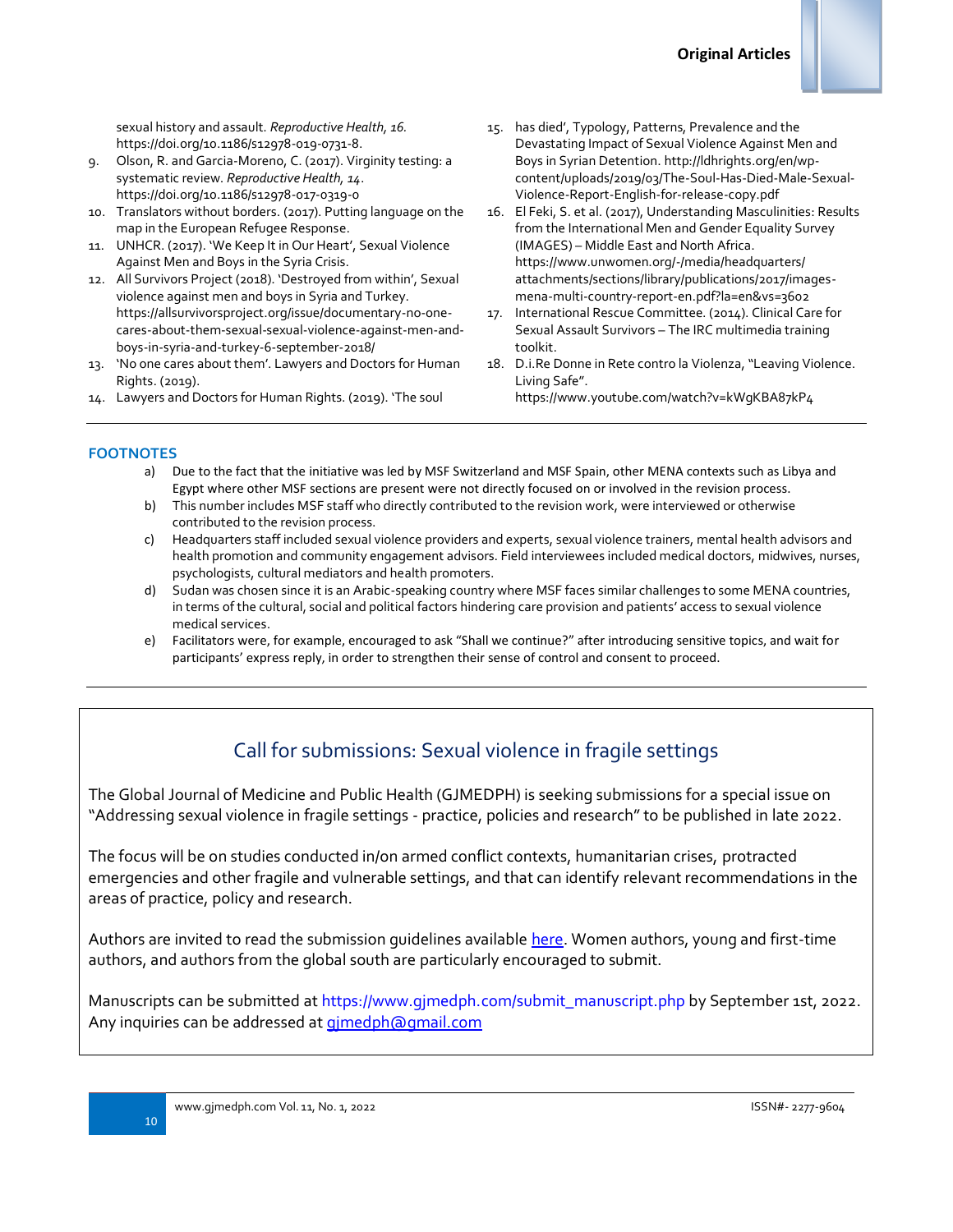sexual history and assault. *Reproductive Health, 16.* https://doi.org/10.1186/s12978-019-0731-8.

9. Olson, R. and Garcia-Moreno, C. (2017). Virginity testing: a systematic review. *Reproductive Health, 14*. https://doi.org/10.1186/s12978-017-0319-0
10. Translators without borders. (2017). Putting language on the map in the European Refugee Response.
11. UNHCR. (2017). 'We Keep It in Our Heart', Sexual Violence Against Men and Boys in the Syria Crisis.
12. All Survivors Project (2018). 'Destroyed from within', Sexual violence against men and boys in Syria and Turkey. https://allsurvivorsproject.org/issue/documentary-no-one-cares-about-them-sexual-sexual-violence-against-men-and-boys-in-syria-and-turkey-6-september-2018/
13. 'No one cares about them'. Lawyers and Doctors for Human Rights. (2019).
14. Lawyers and Doctors for Human Rights. (2019). 'The soul
15. has died', Typology, Patterns, Prevalence and the Devastating Impact of Sexual Violence Against Men and Boys in Syrian Detention. http://ldhrights.org/en/wp-content/uploads/2019/03/The-Soul-Has-Died-Male-Sexual-Violence-Report-English-for-release-copy.pdf
16. El Feki, S. et al. (2017), Understanding Masculinities: Results from the International Men and Gender Equality Survey (IMAGES) – Middle East and North Africa. https://www.unwomen.org/-/media/headquarters/attachments/sections/library/publications/2017/images-mena-multi-country-report-en.pdf?la=en&vs=3602
17. International Rescue Committee. (2014). Clinical Care for Sexual Assault Survivors – The IRC multimedia training toolkit.
18. D.i.Re Donne in Rete contro la Violenza, "Leaving Violence. Living Safe". https://www.youtube.com/watch?v=kWgKBA87kP4

## FOOTNOTES

a) Due to the fact that the initiative was led by MSF Switzerland and MSF Spain, other MENA contexts such as Libya and Egypt where other MSF sections are present were not directly focused on or involved in the revision process.

b) This number includes MSF staff who directly contributed to the revision work, were interviewed or otherwise contributed to the revision process.

c) Headquarters staff included sexual violence providers and experts, sexual violence trainers, mental health advisors and health promotion and community engagement advisors. Field interviewees included medical doctors, midwives, nurses, psychologists, cultural mediators and health promoters.

d) Sudan was chosen since it is an Arabic-speaking country where MSF faces similar challenges to some MENA countries, in terms of the cultural, social and political factors hindering care provision and patients' access to sexual violence medical services.

e) Facilitators were, for example, encouraged to ask "Shall we continue?" after introducing sensitive topics, and wait for participants' express reply, in order to strengthen their sense of control and consent to proceed.

## Call for submissions: Sexual violence in fragile settings

The Global Journal of Medicine and Public Health (GJMEDPH) is seeking submissions for a special issue on "Addressing sexual violence in fragile settings - practice, policies and research" to be published in late 2022.

The focus will be on studies conducted in/on armed conflict contexts, humanitarian crises, protracted emergencies and other fragile and vulnerable settings, and that can identify relevant recommendations in the areas of practice, policy and research.

Authors are invited to read the submission guidelines available here. Women authors, young and first-time authors, and authors from the global south are particularly encouraged to submit.

Manuscripts can be submitted at https://www.gjmedph.com/submit_manuscript.php by September 1st, 2022. Any inquiries can be addressed at gjmedph@gmail.com